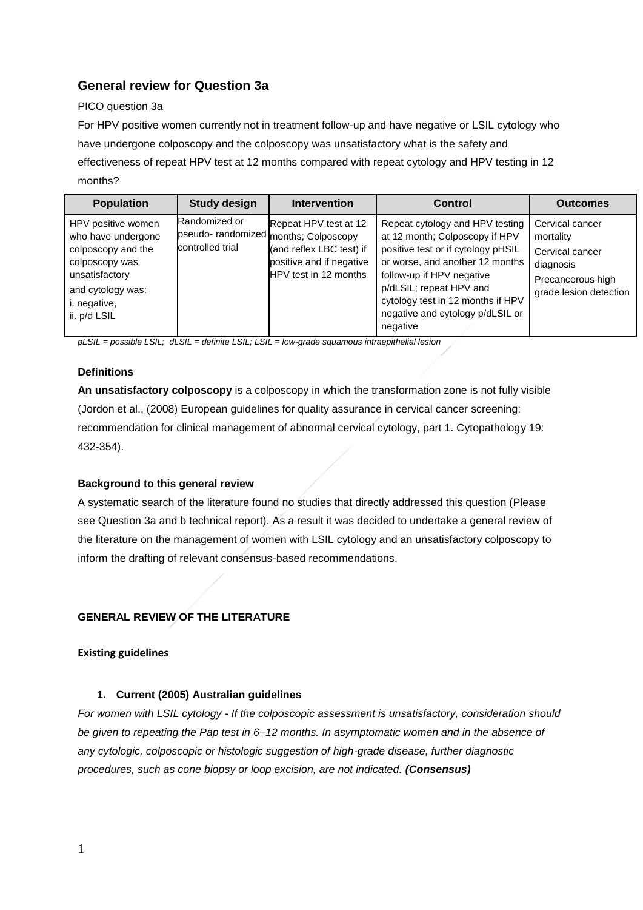## General review for Question 3a

PICO question 3a

For HPV positive women currently not in treatment follow-up and have negative or LSIL cytology who have undergone colposcopy and the colposcopy was unsatisfactory what is the safety and effectiveness of repeat HPV test at 12 months compared with repeat cytology and HPV testing in 12 months?

| Population | Study design | Intervention | Control | Outcomes |
|---|---|---|---|---|
| HPV positive women who have undergone colposcopy and the colposcopy was unsatisfactory and cytology was: i. negative, ii. p/d LSIL | Randomized or pseudo- randomized controlled trial | Repeat HPV test at 12 months; Colposcopy (and reflex LBC test) if positive and if negative HPV test in 12 months | Repeat cytology and HPV testing at 12 month; Colposcopy if HPV positive test or if cytology pHSIL or worse, and another 12 months follow-up if HPV negative p/dLSIL; repeat HPV and cytology test in 12 months if HPV negative and cytology p/dLSIL or negative | Cervical cancer mortality<br>Cervical cancer diagnosis<br>Precancerous high grade lesion detection |

*pLSIL = possible LSIL; dLSIL = definite LSIL; LSIL = low-grade squamous intraepithelial lesion*

#### Definitions

**An unsatisfactory colposcopy** is a colposcopy in which the transformation zone is not fully visible (Jordon et al., (2008) European guidelines for quality assurance in cervical cancer screening: recommendation for clinical management of abnormal cervical cytology, part 1. Cytopathology 19: 432-354).

#### Background to this general review

A systematic search of the literature found no studies that directly addressed this question (Please see Question 3a and b technical report). As a result it was decided to undertake a general review of the literature on the management of women with LSIL cytology and an unsatisfactory colposcopy to inform the drafting of relevant consensus-based recommendations.

### GENERAL REVIEW OF THE LITERATURE

#### Existing guidelines

1. **Current (2005) Australian guidelines**

*For women with LSIL cytology - If the colposcopic assessment is unsatisfactory, consideration should be given to repeating the Pap test in 6–12 months. In asymptomatic women and in the absence of any cytologic, colposcopic or histologic suggestion of high-grade disease, further diagnostic procedures, such as cone biopsy or loop excision, are not indicated.* ***(Consensus)***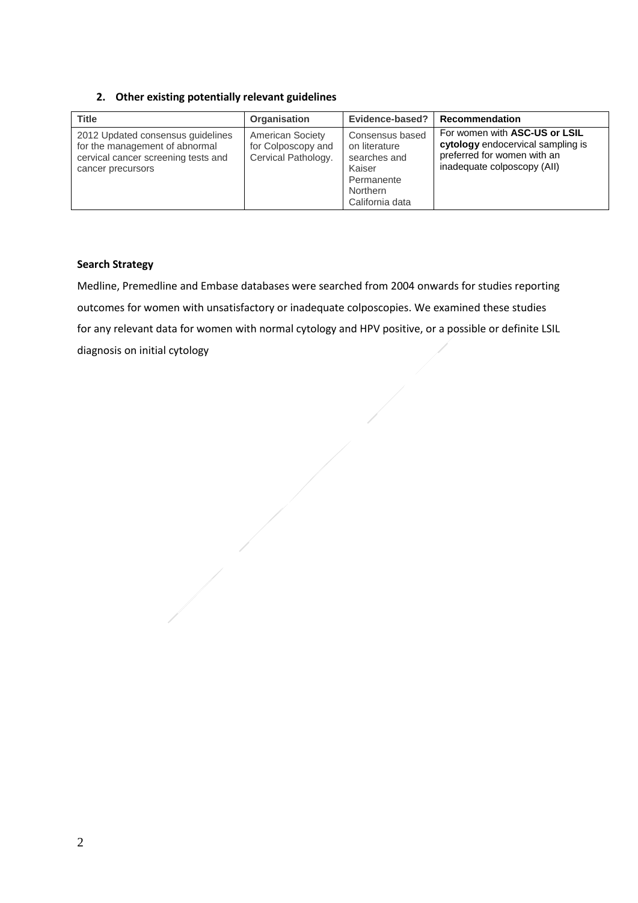## 2. Other existing potentially relevant guidelines

| Title | Organisation | Evidence-based? | Recommendation |
|---|---|---|---|
| 2012 Updated consensus guidelines for the management of abnormal cervical cancer screening tests and cancer precursors | American Society for Colposcopy and Cervical Pathology. | Consensus based on literature searches and Kaiser Permanente Northern California data | For women with **ASC-US or LSIL cytology** endocervical sampling is preferred for women with an inadequate colposcopy (AII) |

**Search Strategy**

Medline, Premedline and Embase databases were searched from 2004 onwards for studies reporting outcomes for women with unsatisfactory or inadequate colposcopies. We examined these studies for any relevant data for women with normal cytology and HPV positive, or a possible or definite LSIL diagnosis on initial cytology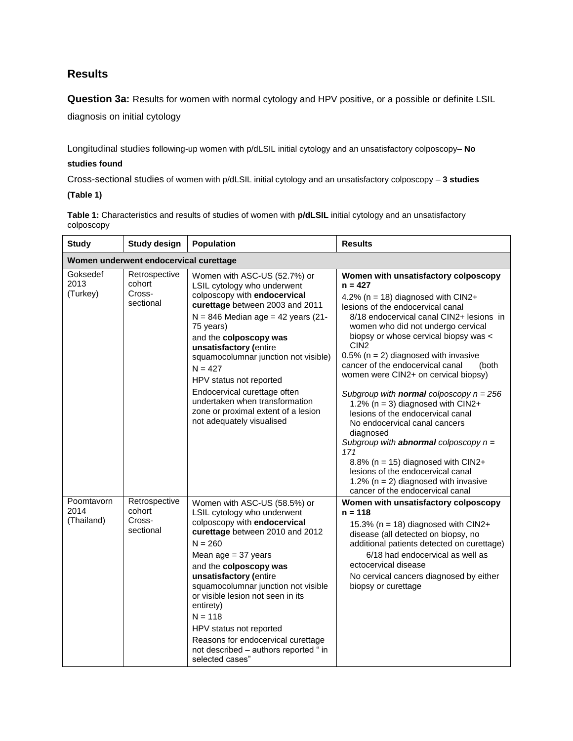## Results

**Question 3a:** Results for women with normal cytology and HPV positive, or a possible or definite LSIL diagnosis on initial cytology

Longitudinal studies following-up women with p/dLSIL initial cytology and an unsatisfactory colposcopy– **No studies found**

Cross-sectional studies of women with p/dLSIL initial cytology and an unsatisfactory colposcopy – **3 studies (Table 1)**

**Table 1:** Characteristics and results of studies of women with **p/dLSIL** initial cytology and an unsatisfactory colposcopy

| Study | Study design | Population | Results |
|---|---|---|---|
| **Women underwent endocervical curettage** | | | |
| Goksedef 2013 (Turkey) | Retrospective cohort Cross-sectional | Women with ASC-US (52.7%) or LSIL cytology who underwent colposcopy with **endocervical curettage** between 2003 and 2011<br>N = 846 Median age = 42 years (21-75 years)<br>and the **colposcopy was unsatisfactory (**entire squamocolumnar junction not visible)<br>N = 427<br>HPV status not reported<br>Endocervical curettage often undertaken when transformation zone or proximal extent of a lesion not adequately visualised | **Women with unsatisfactory colposcopy n = 427**<br>4.2% (n = 18) diagnosed with CIN2+ lesions of the endocervical canal<br>8/18 endocervical canal CIN2+ lesions in women who did not undergo cervical biopsy or whose cervical biopsy was < CIN2<br>0.5% (n = 2) diagnosed with invasive cancer of the endocervical canal (both women were CIN2+ on cervical biopsy)<br>*Subgroup with **normal** colposcopy n = 256*<br>1.2% (n = 3) diagnosed with CIN2+ lesions of the endocervical canal<br>No endocervical canal cancers diagnosed<br>*Subgroup with **abnormal** colposcopy n = 171*<br>8.8% (n = 15) diagnosed with CIN2+ lesions of the endocervical canal<br>1.2% (n = 2) diagnosed with invasive cancer of the endocervical canal |
| Poomtavorn 2014 (Thailand) | Retrospective cohort Cross-sectional | Women with ASC-US (58.5%) or LSIL cytology who underwent colposcopy with **endocervical curettage** between 2010 and 2012<br>N = 260<br>Mean age = 37 years<br>and the **colposcopy was unsatisfactory (**entire squamocolumnar junction not visible or visible lesion not seen in its entirety)<br>N = 118<br>HPV status not reported<br>Reasons for endocervical curettage not described – authors reported " in selected cases" | **Women with unsatisfactory colposcopy n = 118**<br>15.3% (n = 18) diagnosed with CIN2+ disease (all detected on biopsy, no additional patients detected on curettage)<br>6/18 had endocervical as well as ectocervical disease<br>No cervical cancers diagnosed by either biopsy or curettage |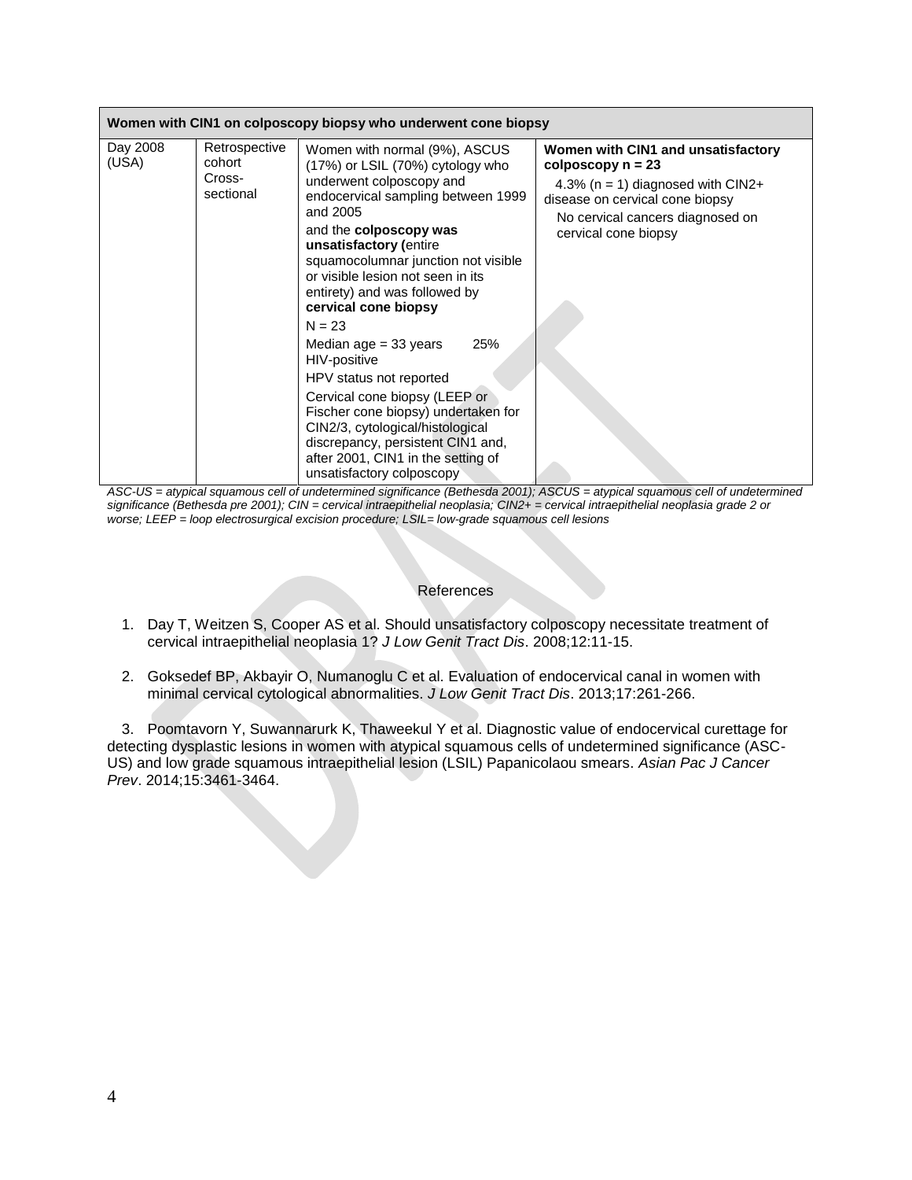| Women with CIN1 on colposcopy biopsy who underwent cone biopsy | | | |
|---|---|---|---|
| Day 2008 (USA) | Retrospective cohort Cross-sectional | Women with normal (9%), ASCUS (17%) or LSIL (70%) cytology who underwent colposcopy and endocervical sampling between 1999 and 2005 and the **colposcopy was unsatisfactory (**entire squamocolumnar junction not visible or visible lesion not seen in its entirety) and was followed by **cervical cone biopsy** N = 23 Median age = 33 years 25% HIV-positive HPV status not reported Cervical cone biopsy (LEEP or Fischer cone biopsy) undertaken for CIN2/3, cytological/histological discrepancy, persistent CIN1 and, after 2001, CIN1 in the setting of unsatisfactory colposcopy | **Women with CIN1 and unsatisfactory colposcopy n = 23** 4.3% (n = 1) diagnosed with CIN2+ disease on cervical cone biopsy No cervical cancers diagnosed on cervical cone biopsy |

*ASC-US = atypical squamous cell of undetermined significance (Bethesda 2001); ASCUS = atypical squamous cell of undetermined significance (Bethesda pre 2001); CIN = cervical intraepithelial neoplasia; CIN2+ = cervical intraepithelial neoplasia grade 2 or worse; LEEP = loop electrosurgical excision procedure; LSIL= low-grade squamous cell lesions*

## References

1. Day T, Weitzen S, Cooper AS et al. Should unsatisfactory colposcopy necessitate treatment of cervical intraepithelial neoplasia 1? *J Low Genit Tract Dis*. 2008;12:11-15.

2. Goksedef BP, Akbayir O, Numanoglu C et al. Evaluation of endocervical canal in women with minimal cervical cytological abnormalities. *J Low Genit Tract Dis*. 2013;17:261-266.

3. Poomtavorn Y, Suwannarurk K, Thaweekul Y et al. Diagnostic value of endocervical curettage for detecting dysplastic lesions in women with atypical squamous cells of undetermined significance (ASC-US) and low grade squamous intraepithelial lesion (LSIL) Papanicolaou smears. *Asian Pac J Cancer Prev*. 2014;15:3461-3464.